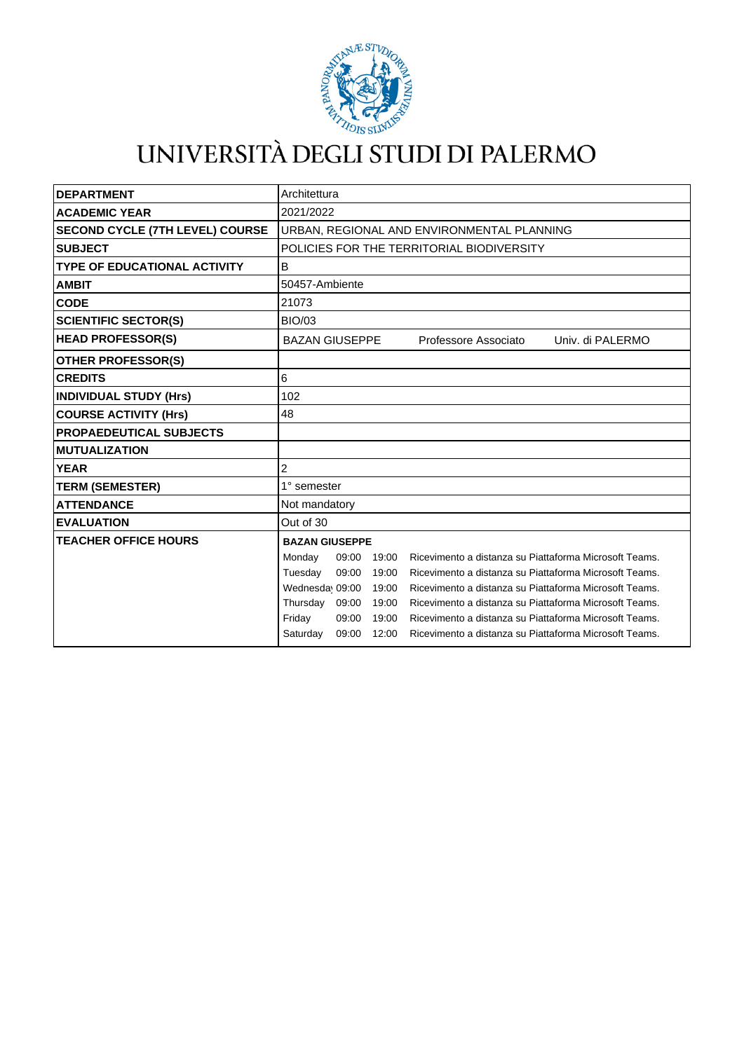# UNIVERSITÀ DEGLI STUDI DI PALERMO

| | |
|---|---|
| **DEPARTMENT** | Architettura |
| **ACADEMIC YEAR** | 2021/2022 |
| **SECOND CYCLE (7TH LEVEL) COURSE** | URBAN, REGIONAL AND ENVIRONMENTAL PLANNING |
| **SUBJECT** | POLICIES FOR THE TERRITORIAL BIODIVERSITY |
| **TYPE OF EDUCATIONAL ACTIVITY** | B |
| **AMBIT** | 50457-Ambiente |
| **CODE** | 21073 |
| **SCIENTIFIC SECTOR(S)** | BIO/03 |
| **HEAD PROFESSOR(S)** | BAZAN GIUSEPPE Professore Associato Univ. di PALERMO |
| **OTHER PROFESSOR(S)** | |
| **CREDITS** | 6 |
| **INDIVIDUAL STUDY (Hrs)** | 102 |
| **COURSE ACTIVITY (Hrs)** | 48 |
| **PROPAEDEUTICAL SUBJECTS** | |
| **MUTUALIZATION** | |
| **YEAR** | 2 |
| **TERM (SEMESTER)** | 1° semester |
| **ATTENDANCE** | Not mandatory |
| **EVALUATION** | Out of 30 |
| **TEACHER OFFICE HOURS** | **BAZAN GIUSEPPE**<br>Monday 09:00 19:00 Ricevimento a distanza su Piattaforma Microsoft Teams.<br>Tuesday 09:00 19:00 Ricevimento a distanza su Piattaforma Microsoft Teams.<br>Wednesday 09:00 19:00 Ricevimento a distanza su Piattaforma Microsoft Teams.<br>Thursday 09:00 19:00 Ricevimento a distanza su Piattaforma Microsoft Teams.<br>Friday 09:00 19:00 Ricevimento a distanza su Piattaforma Microsoft Teams.<br>Saturday 09:00 12:00 Ricevimento a distanza su Piattaforma Microsoft Teams. |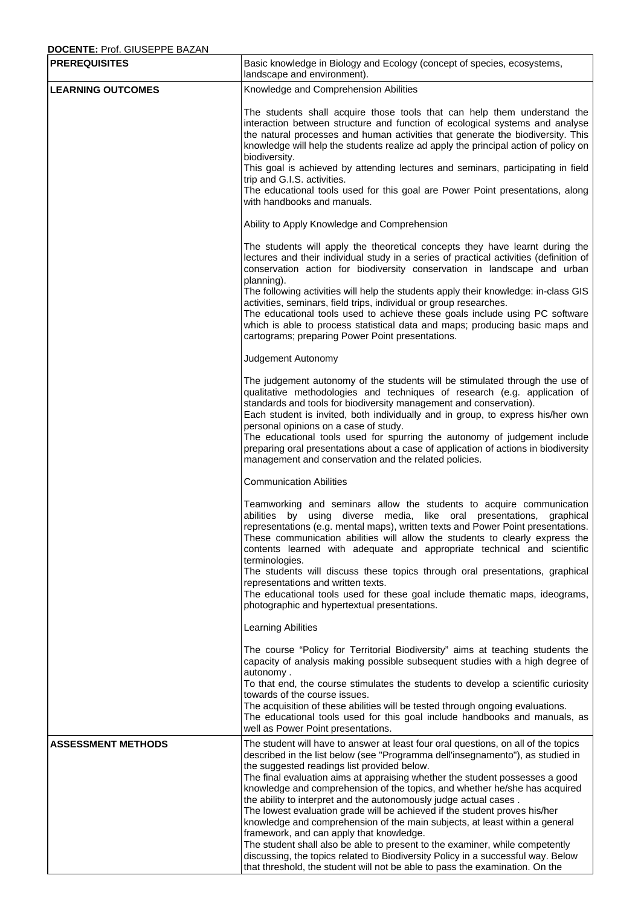**DOCENTE:** Prof. GIUSEPPE BAZAN

| | |
|---|---|
| **PREREQUISITES** | Basic knowledge in Biology and Ecology (concept of species, ecosystems, landscape and environment). |
| **LEARNING OUTCOMES** | Knowledge and Comprehension Abilities<br><br>The students shall acquire those tools that can help them understand the interaction between structure and function of ecological systems and analyse the natural processes and human activities that generate the biodiversity. This knowledge will help the students realize ad apply the principal action of policy on biodiversity.<br>This goal is achieved by attending lectures and seminars, participating in field trip and G.I.S. activities.<br>The educational tools used for this goal are Power Point presentations, along with handbooks and manuals.<br><br>Ability to Apply Knowledge and Comprehension<br><br>The students will apply the theoretical concepts they have learnt during the lectures and their individual study in a series of practical activities (definition of conservation action for biodiversity conservation in landscape and urban planning).<br>The following activities will help the students apply their knowledge: in-class GIS activities, seminars, field trips, individual or group researches.<br>The educational tools used to achieve these goals include using PC software which is able to process statistical data and maps; producing basic maps and cartograms; preparing Power Point presentations.<br><br>Judgement Autonomy<br><br>The judgement autonomy of the students will be stimulated through the use of qualitative methodologies and techniques of research (e.g. application of standards and tools for biodiversity management and conservation).<br>Each student is invited, both individually and in group, to express his/her own personal opinions on a case of study.<br>The educational tools used for spurring the autonomy of judgement include preparing oral presentations about a case of application of actions in biodiversity management and conservation and the related policies.<br><br>Communication Abilities<br><br>Teamworking and seminars allow the students to acquire communication abilities by using diverse media, like oral presentations, graphical representations (e.g. mental maps), written texts and Power Point presentations. These communication abilities will allow the students to clearly express the contents learned with adequate and appropriate technical and scientific terminologies.<br>The students will discuss these topics through oral presentations, graphical representations and written texts.<br>The educational tools used for these goal include thematic maps, ideograms, photographic and hypertextual presentations.<br><br>Learning Abilities<br><br>The course “Policy for Territorial Biodiversity” aims at teaching students the capacity of analysis making possible subsequent studies with a high degree of autonomy .<br>To that end, the course stimulates the students to develop a scientific curiosity towards of the course issues.<br>The acquisition of these abilities will be tested through ongoing evaluations.<br>The educational tools used for this goal include handbooks and manuals, as well as Power Point presentations. |
| **ASSESSMENT METHODS** | The student will have to answer at least four oral questions, on all of the topics described in the list below (see "Programma dell'insegnamento"), as studied in the suggested readings list provided below.<br>The final evaluation aims at appraising whether the student possesses a good knowledge and comprehension of the topics, and whether he/she has acquired the ability to interpret and the autonomously judge actual cases .<br>The lowest evaluation grade will be achieved if the student proves his/her knowledge and comprehension of the main subjects, at least within a general framework, and can apply that knowledge.<br>The student shall also be able to present to the examiner, while competently discussing, the topics related to Biodiversity Policy in a successful way. Below that threshold, the student will not be able to pass the examination. On the |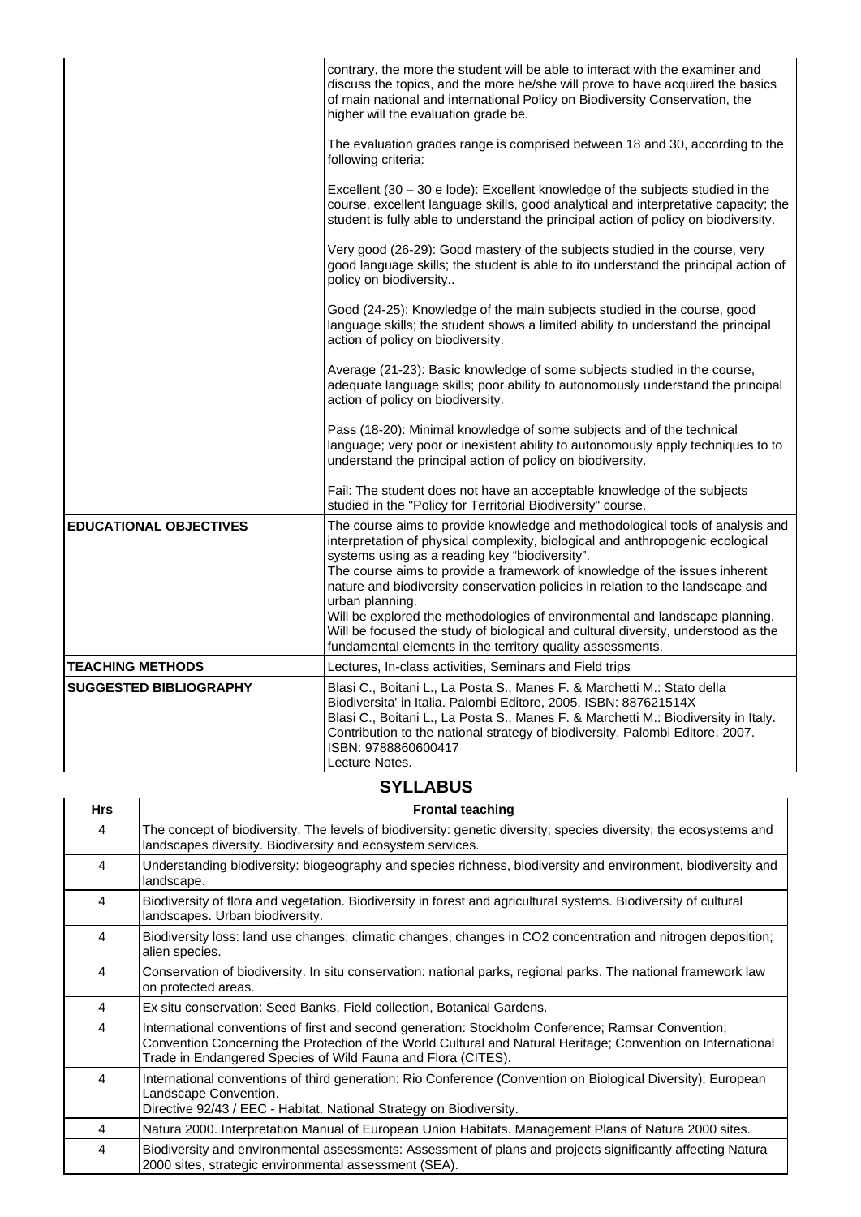|  |  |
|---|---|
|  | contrary, the more the student will be able to interact with the examiner and discuss the topics, and the more he/she will prove to have acquired the basics of main national and international Policy on Biodiversity Conservation, the higher will the evaluation grade be.<br><br>The evaluation grades range is comprised between 18 and 30, according to the following criteria:<br><br>Excellent (30 – 30 e lode): Excellent knowledge of the subjects studied in the course, excellent language skills, good analytical and interpretative capacity; the student is fully able to understand the principal action of policy on biodiversity.<br><br>Very good (26-29): Good mastery of the subjects studied in the course, very good language skills; the student is able to ito understand the principal action of policy on biodiversity..<br><br>Good (24-25): Knowledge of the main subjects studied in the course, good language skills; the student shows a limited ability to understand the principal action of policy on biodiversity.<br><br>Average (21-23): Basic knowledge of some subjects studied in the course, adequate language skills; poor ability to autonomously understand the principal action of policy on biodiversity.<br><br>Pass (18-20): Minimal knowledge of some subjects and of the technical language; very poor or inexistent ability to autonomously apply techniques to to understand the principal action of policy on biodiversity.<br><br>Fail: The student does not have an acceptable knowledge of the subjects studied in the "Policy for Territorial Biodiversity" course. |
| **EDUCATIONAL OBJECTIVES** | The course aims to provide knowledge and methodological tools of analysis and interpretation of physical complexity, biological and anthropogenic ecological systems using as a reading key "biodiversity".<br>The course aims to provide a framework of knowledge of the issues inherent nature and biodiversity conservation policies in relation to the landscape and urban planning.<br>Will be explored the methodologies of environmental and landscape planning.<br>Will be focused the study of biological and cultural diversity, understood as the fundamental elements in the territory quality assessments. |
| **TEACHING METHODS** | Lectures, In-class activities, Seminars and Field trips |
| **SUGGESTED BIBLIOGRAPHY** | Blasi C., Boitani L., La Posta S., Manes F. & Marchetti M.: Stato della Biodiversita' in Italia. Palombi Editore, 2005. ISBN: 887621514X<br>Blasi C., Boitani L., La Posta S., Manes F. & Marchetti M.: Biodiversity in Italy. Contribution to the national strategy of biodiversity. Palombi Editore, 2007. ISBN: 9788860600417<br>Lecture Notes. |

## SYLLABUS

| Hrs | Frontal teaching |
|---|---|
| 4 | The concept of biodiversity. The levels of biodiversity: genetic diversity; species diversity; the ecosystems and landscapes diversity. Biodiversity and ecosystem services. |
| 4 | Understanding biodiversity: biogeography and species richness, biodiversity and environment, biodiversity and landscape. |
| 4 | Biodiversity of flora and vegetation. Biodiversity in forest and agricultural systems. Biodiversity of cultural landscapes. Urban biodiversity. |
| 4 | Biodiversity loss: land use changes; climatic changes; changes in $CO_2$ concentration and nitrogen deposition; alien species. |
| 4 | Conservation of biodiversity. In situ conservation: national parks, regional parks. The national framework law on protected areas. |
| 4 | Ex situ conservation: Seed Banks, Field collection, Botanical Gardens. |
| 4 | International conventions of first and second generation: Stockholm Conference; Ramsar Convention; Convention Concerning the Protection of the World Cultural and Natural Heritage; Convention on International Trade in Endangered Species of Wild Fauna and Flora (CITES). |
| 4 | International conventions of third generation: Rio Conference (Convention on Biological Diversity); European Landscape Convention.<br>Directive 92/43 / EEC - Habitat. National Strategy on Biodiversity. |
| 4 | Natura 2000. Interpretation Manual of European Union Habitats. Management Plans of Natura 2000 sites. |
| 4 | Biodiversity and environmental assessments: Assessment of plans and projects significantly affecting Natura 2000 sites, strategic environmental assessment (SEA). |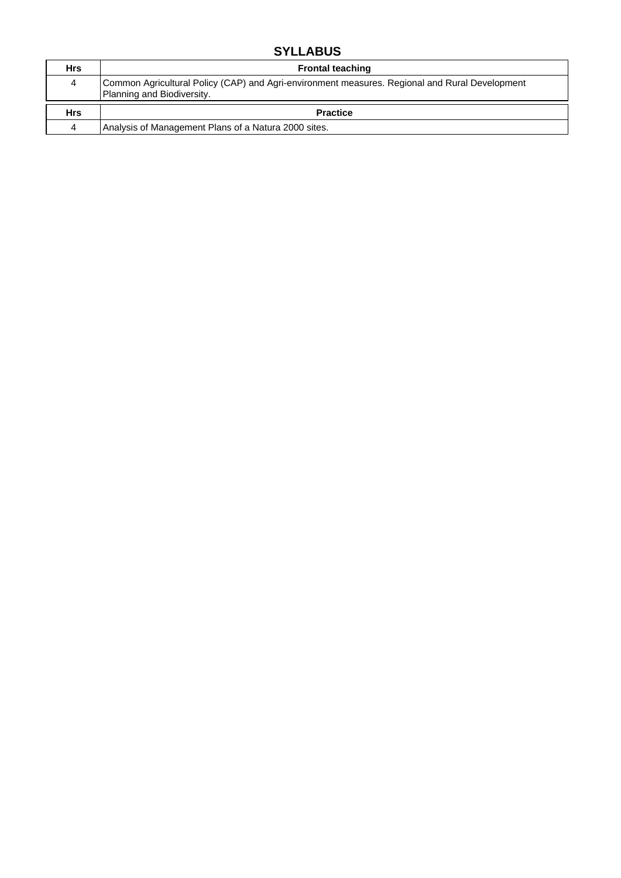## SYLLABUS

| Hrs | Frontal teaching |
|---|---|
| 4 | Common Agricultural Policy (CAP) and Agri-environment measures. Regional and Rural Development Planning and Biodiversity. |

| Hrs | Practice |
|---|---|
| 4 | Analysis of Management Plans of a Natura 2000 sites. |